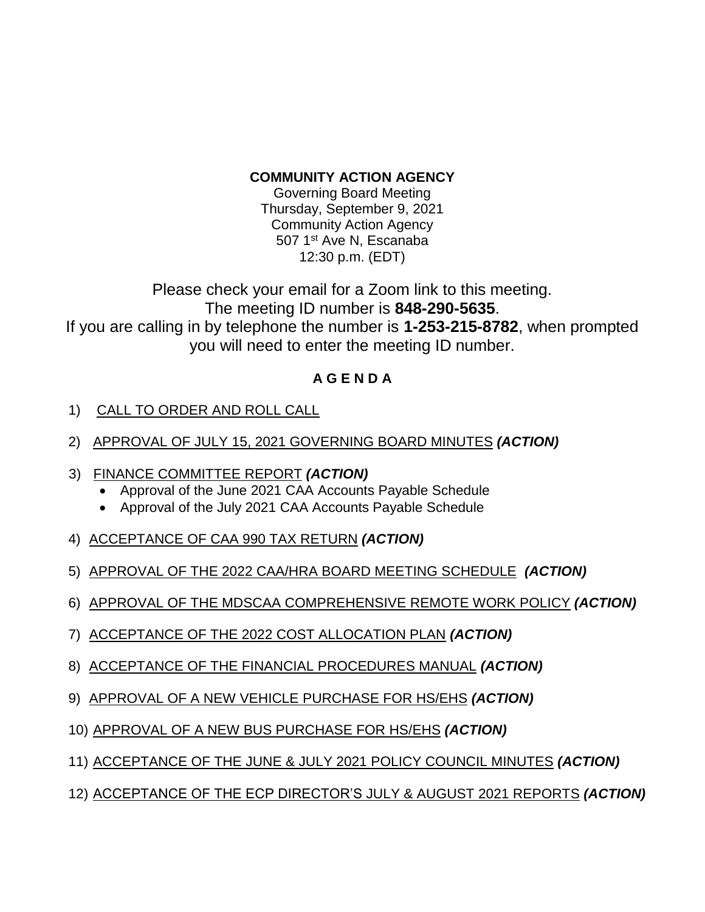**COMMUNITY ACTION AGENCY**

Governing Board Meeting
Thursday, September 9, 2021
Community Action Agency
507 1st Ave N, Escanaba
12:30 p.m. (EDT)

Please check your email for a Zoom link to this meeting.
The meeting ID number is **848-290-5635**.
If you are calling in by telephone the number is **1-253-215-8782**, when prompted you will need to enter the meeting ID number.

## A G E N D A

1) CALL TO ORDER AND ROLL CALL
2) APPROVAL OF JULY 15, 2021 GOVERNING BOARD MINUTES ***(ACTION)***
3) FINANCE COMMITTEE REPORT ***(ACTION)***
   - Approval of the June 2021 CAA Accounts Payable Schedule
   - Approval of the July 2021 CAA Accounts Payable Schedule
4) ACCEPTANCE OF CAA 990 TAX RETURN ***(ACTION)***
5) APPROVAL OF THE 2022 CAA/HRA BOARD MEETING SCHEDULE ***(ACTION)***
6) APPROVAL OF THE MDSCAA COMPREHENSIVE REMOTE WORK POLICY ***(ACTION)***
7) ACCEPTANCE OF THE 2022 COST ALLOCATION PLAN ***(ACTION)***
8) ACCEPTANCE OF THE FINANCIAL PROCEDURES MANUAL ***(ACTION)***
9) APPROVAL OF A NEW VEHICLE PURCHASE FOR HS/EHS ***(ACTION)***
10) APPROVAL OF A NEW BUS PURCHASE FOR HS/EHS ***(ACTION)***
11) ACCEPTANCE OF THE JUNE & JULY 2021 POLICY COUNCIL MINUTES ***(ACTION)***
12) ACCEPTANCE OF THE ECP DIRECTOR'S JULY & AUGUST 2021 REPORTS ***(ACTION)***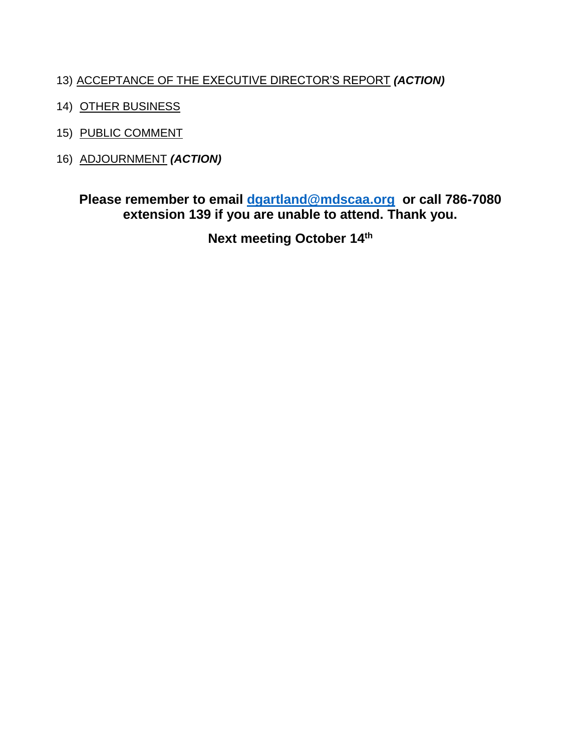13) <u>ACCEPTANCE OF THE EXECUTIVE DIRECTOR'S REPORT</u> ***(ACTION)***

14) <u>OTHER BUSINESS</u>

15) <u>PUBLIC COMMENT</u>

16) <u>ADJOURNMENT</u> ***(ACTION)***

**Please remember to email [dgartland@mdscaa.org](mailto:dgartland@mdscaa.org) or call 786-7080 extension 139 if you are unable to attend. Thank you.**

**Next meeting October 14th**